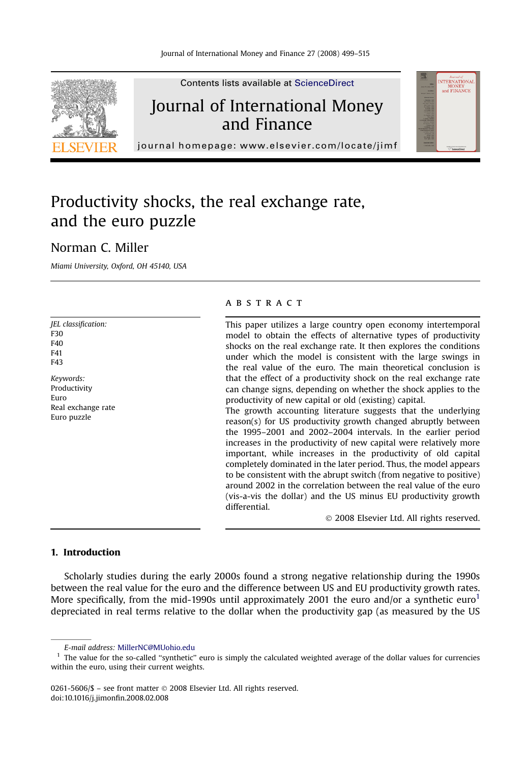# Productivity shocks, the real exchange rate, and the euro puzzle

Norman C. Miller

*Miami University, Oxford, OH 45140, USA*

*JEL classification:*
F30
F40
F41
F43

*Keywords:*
Productivity
Euro
Real exchange rate
Euro puzzle

## ABSTRACT

This paper utilizes a large country open economy intertemporal model to obtain the effects of alternative types of productivity shocks on the real exchange rate. It then explores the conditions under which the model is consistent with the large swings in the real value of the euro. The main theoretical conclusion is that the effect of a productivity shock on the real exchange rate can change signs, depending on whether the shock applies to the productivity of new capital or old (existing) capital.

The growth accounting literature suggests that the underlying reason(s) for US productivity growth changed abruptly between the 1995–2001 and 2002–2004 intervals. In the earlier period increases in the productivity of new capital were relatively more important, while increases in the productivity of old capital completely dominated in the later period. Thus, the model appears to be consistent with the abrupt switch (from negative to positive) around 2002 in the correlation between the real value of the euro (vis-a-vis the dollar) and the US minus EU productivity growth differential.

© 2008 Elsevier Ltd. All rights reserved.

## 1. Introduction

Scholarly studies during the early 2000s found a strong negative relationship during the 1990s between the real value for the euro and the difference between US and EU productivity growth rates. More specifically, from the mid-1990s until approximately 2001 the euro and/or a synthetic euro[1] depreciated in real terms relative to the dollar when the productivity gap (as measured by the US

E-mail address: MillerNC@MUohio.edu

[1] The value for the so-called "synthetic" euro is simply the calculated weighted average of the dollar values for currencies within the euro, using their current weights.

0261-5606/$ – see front matter © 2008 Elsevier Ltd. All rights reserved.
doi:10.1016/j.jimonfin.2008.02.008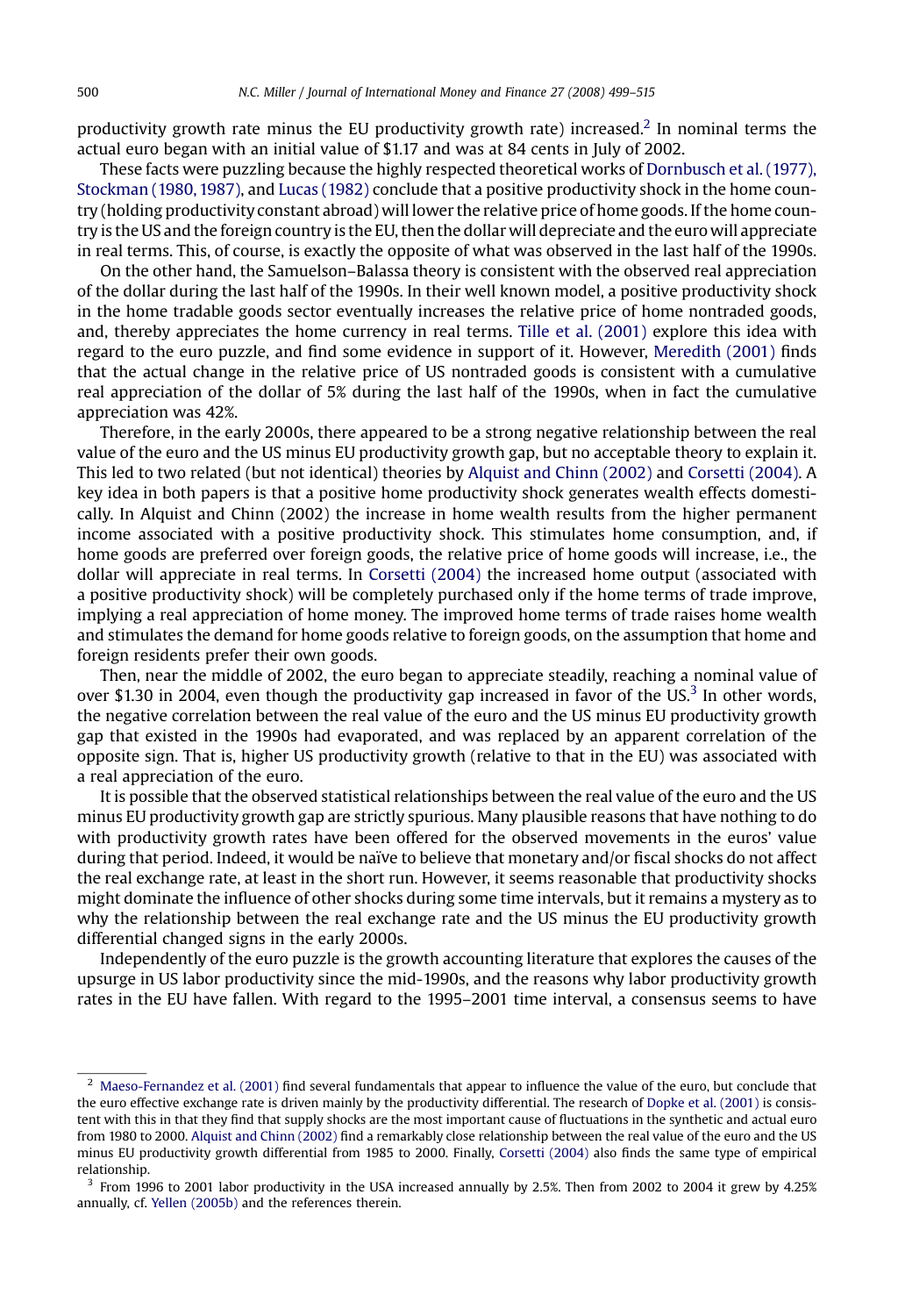productivity growth rate minus the EU productivity growth rate) increased.[2] In nominal terms the actual euro began with an initial value of $1.17 and was at 84 cents in July of 2002.

These facts were puzzling because the highly respected theoretical works of Dornbusch et al. (1977), Stockman (1980, 1987), and Lucas (1982) conclude that a positive productivity shock in the home country (holding productivity constant abroad) will lower the relative price of home goods. If the home country is the US and the foreign country is the EU, then the dollar will depreciate and the euro will appreciate in real terms. This, of course, is exactly the opposite of what was observed in the last half of the 1990s.

On the other hand, the Samuelson–Balassa theory is consistent with the observed real appreciation of the dollar during the last half of the 1990s. In their well known model, a positive productivity shock in the home tradable goods sector eventually increases the relative price of home nontraded goods, and, thereby appreciates the home currency in real terms. Tille et al. (2001) explore this idea with regard to the euro puzzle, and find some evidence in support of it. However, Meredith (2001) finds that the actual change in the relative price of US nontraded goods is consistent with a cumulative real appreciation of the dollar of 5% during the last half of the 1990s, when in fact the cumulative appreciation was 42%.

Therefore, in the early 2000s, there appeared to be a strong negative relationship between the real value of the euro and the US minus EU productivity growth gap, but no acceptable theory to explain it. This led to two related (but not identical) theories by Alquist and Chinn (2002) and Corsetti (2004). A key idea in both papers is that a positive home productivity shock generates wealth effects domestically. In Alquist and Chinn (2002) the increase in home wealth results from the higher permanent income associated with a positive productivity shock. This stimulates home consumption, and, if home goods are preferred over foreign goods, the relative price of home goods will increase, i.e., the dollar will appreciate in real terms. In Corsetti (2004) the increased home output (associated with a positive productivity shock) will be completely purchased only if the home terms of trade improve, implying a real appreciation of home money. The improved home terms of trade raises home wealth and stimulates the demand for home goods relative to foreign goods, on the assumption that home and foreign residents prefer their own goods.

Then, near the middle of 2002, the euro began to appreciate steadily, reaching a nominal value of over $1.30 in 2004, even though the productivity gap increased in favor of the US.[3] In other words, the negative correlation between the real value of the euro and the US minus EU productivity growth gap that existed in the 1990s had evaporated, and was replaced by an apparent correlation of the opposite sign. That is, higher US productivity growth (relative to that in the EU) was associated with a real appreciation of the euro.

It is possible that the observed statistical relationships between the real value of the euro and the US minus EU productivity growth gap are strictly spurious. Many plausible reasons that have nothing to do with productivity growth rates have been offered for the observed movements in the euros' value during that period. Indeed, it would be naïve to believe that monetary and/or fiscal shocks do not affect the real exchange rate, at least in the short run. However, it seems reasonable that productivity shocks might dominate the influence of other shocks during some time intervals, but it remains a mystery as to why the relationship between the real exchange rate and the US minus the EU productivity growth differential changed signs in the early 2000s.

Independently of the euro puzzle is the growth accounting literature that explores the causes of the upsurge in US labor productivity since the mid-1990s, and the reasons why labor productivity growth rates in the EU have fallen. With regard to the 1995–2001 time interval, a consensus seems to have

---

[2] Maeso-Fernandez et al. (2001) find several fundamentals that appear to influence the value of the euro, but conclude that the euro effective exchange rate is driven mainly by the productivity differential. The research of Dopke et al. (2001) is consistent with this in that they find that supply shocks are the most important cause of fluctuations in the synthetic and actual euro from 1980 to 2000. Alquist and Chinn (2002) find a remarkably close relationship between the real value of the euro and the US minus EU productivity growth differential from 1985 to 2000. Finally, Corsetti (2004) also finds the same type of empirical relationship.

[3] From 1996 to 2001 labor productivity in the USA increased annually by 2.5%. Then from 2002 to 2004 it grew by 4.25% annually, cf. Yellen (2005b) and the references therein.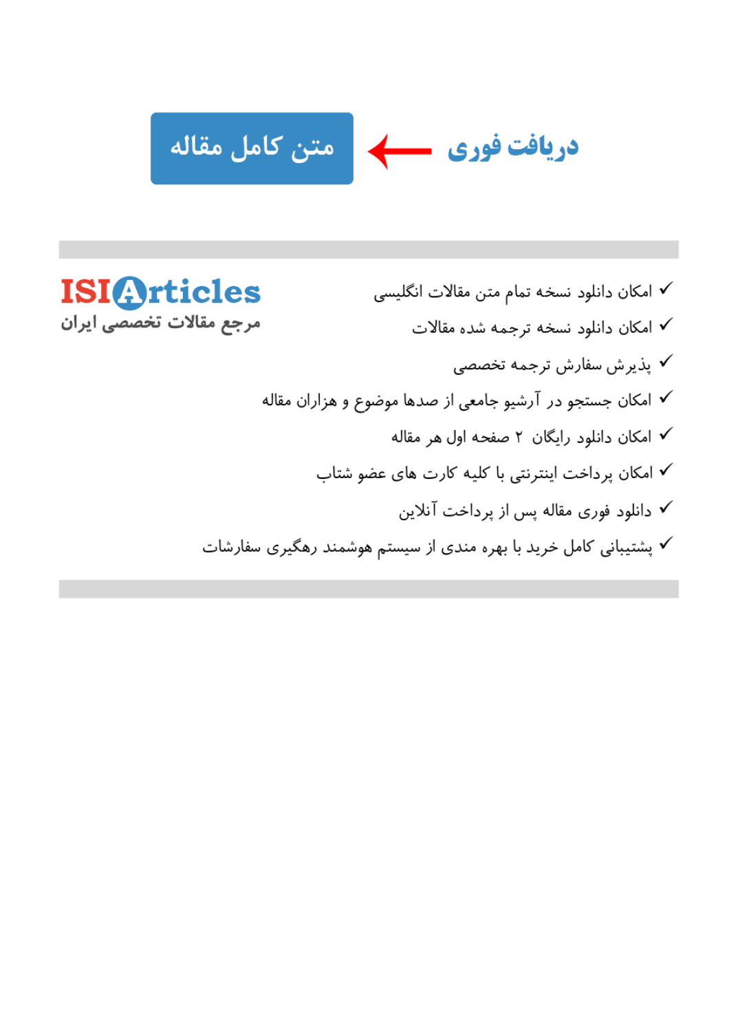دریافت فوری ← متن کامل مقاله

**ISIArticles**
مرجع مقالات تخصصی ایران

- ✓ امکان دانلود نسخه تمام متن مقالات انگلیسی
- ✓ امکان دانلود نسخه ترجمه شده مقالات
- ✓ پذیرش سفارش ترجمه تخصصی
- ✓ امکان جستجو در آرشیو جامعی از صدها موضوع و هزاران مقاله
- ✓ امکان دانلود رایگان ۲ صفحه اول هر مقاله
- ✓ امکان پرداخت اینترنتی با کلیه کارت های عضو شتاب
- ✓ دانلود فوری مقاله پس از پرداخت آنلاین
- ✓ پشتیبانی کامل خرید با بهره مندی از سیستم هوشمند رهگیری سفارشات